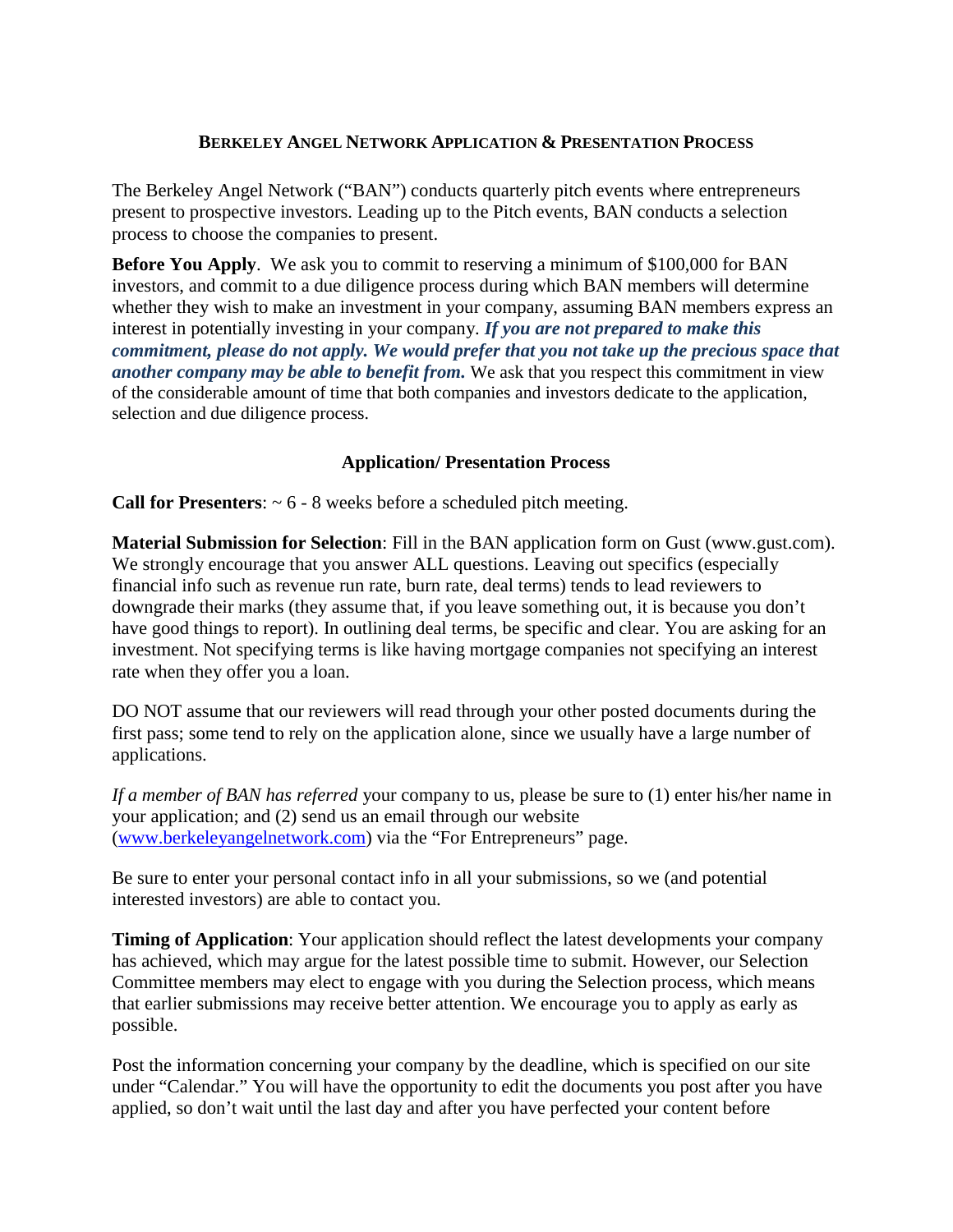# Berkeley Angel Network Application & Presentation Process

The Berkeley Angel Network ("BAN") conducts quarterly pitch events where entrepreneurs present to prospective investors. Leading up to the Pitch events, BAN conducts a selection process to choose the companies to present.

**Before You Apply**. We ask you to commit to reserving a minimum of $100,000 for BAN investors, and commit to a due diligence process during which BAN members will determine whether they wish to make an investment in your company, assuming BAN members express an interest in potentially investing in your company. ***If you are not prepared to make this commitment, please do not apply. We would prefer that you not take up the precious space that another company may be able to benefit from.*** We ask that you respect this commitment in view of the considerable amount of time that both companies and investors dedicate to the application, selection and due diligence process.

## Application/ Presentation Process

**Call for Presenters**: ~ 6 - 8 weeks before a scheduled pitch meeting.

**Material Submission for Selection**: Fill in the BAN application form on Gust (www.gust.com). We strongly encourage that you answer ALL questions. Leaving out specifics (especially financial info such as revenue run rate, burn rate, deal terms) tends to lead reviewers to downgrade their marks (they assume that, if you leave something out, it is because you don't have good things to report). In outlining deal terms, be specific and clear. You are asking for an investment. Not specifying terms is like having mortgage companies not specifying an interest rate when they offer you a loan.

DO NOT assume that our reviewers will read through your other posted documents during the first pass; some tend to rely on the application alone, since we usually have a large number of applications.

*If a member of BAN has referred* your company to us, please be sure to (1) enter his/her name in your application; and (2) send us an email through our website ([www.berkeleyangelnetwork.com](www.berkeleyangelnetwork.com)) via the "For Entrepreneurs" page.

Be sure to enter your personal contact info in all your submissions, so we (and potential interested investors) are able to contact you.

**Timing of Application**: Your application should reflect the latest developments your company has achieved, which may argue for the latest possible time to submit. However, our Selection Committee members may elect to engage with you during the Selection process, which means that earlier submissions may receive better attention. We encourage you to apply as early as possible.

Post the information concerning your company by the deadline, which is specified on our site under "Calendar." You will have the opportunity to edit the documents you post after you have applied, so don't wait until the last day and after you have perfected your content before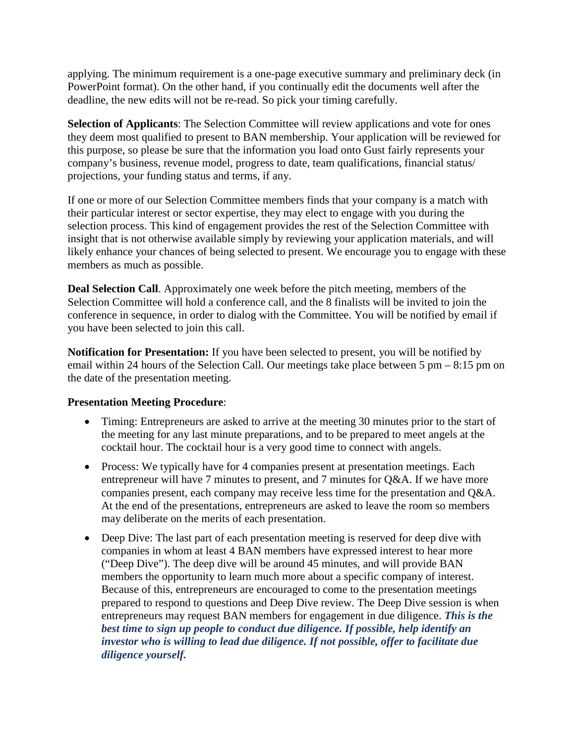applying. The minimum requirement is a one-page executive summary and preliminary deck (in PowerPoint format). On the other hand, if you continually edit the documents well after the deadline, the new edits will not be re-read. So pick your timing carefully.

**Selection of Applicants**: The Selection Committee will review applications and vote for ones they deem most qualified to present to BAN membership. Your application will be reviewed for this purpose, so please be sure that the information you load onto Gust fairly represents your company's business, revenue model, progress to date, team qualifications, financial status/ projections, your funding status and terms, if any.

If one or more of our Selection Committee members finds that your company is a match with their particular interest or sector expertise, they may elect to engage with you during the selection process. This kind of engagement provides the rest of the Selection Committee with insight that is not otherwise available simply by reviewing your application materials, and will likely enhance your chances of being selected to present. We encourage you to engage with these members as much as possible.

**Deal Selection Call**. Approximately one week before the pitch meeting, members of the Selection Committee will hold a conference call, and the 8 finalists will be invited to join the conference in sequence, in order to dialog with the Committee. You will be notified by email if you have been selected to join this call.

**Notification for Presentation:** If you have been selected to present, you will be notified by email within 24 hours of the Selection Call. Our meetings take place between 5 pm – 8:15 pm on the date of the presentation meeting.

**Presentation Meeting Procedure**:

- Timing: Entrepreneurs are asked to arrive at the meeting 30 minutes prior to the start of the meeting for any last minute preparations, and to be prepared to meet angels at the cocktail hour. The cocktail hour is a very good time to connect with angels.
- Process: We typically have for 4 companies present at presentation meetings. Each entrepreneur will have 7 minutes to present, and 7 minutes for Q&A. If we have more companies present, each company may receive less time for the presentation and Q&A. At the end of the presentations, entrepreneurs are asked to leave the room so members may deliberate on the merits of each presentation.
- Deep Dive: The last part of each presentation meeting is reserved for deep dive with companies in whom at least 4 BAN members have expressed interest to hear more ("Deep Dive"). The deep dive will be around 45 minutes, and will provide BAN members the opportunity to learn much more about a specific company of interest. Because of this, entrepreneurs are encouraged to come to the presentation meetings prepared to respond to questions and Deep Dive review. The Deep Dive session is when entrepreneurs may request BAN members for engagement in due diligence. ***This is the best time to sign up people to conduct due diligence. If possible, help identify an investor who is willing to lead due diligence. If not possible, offer to facilitate due diligence yourself.***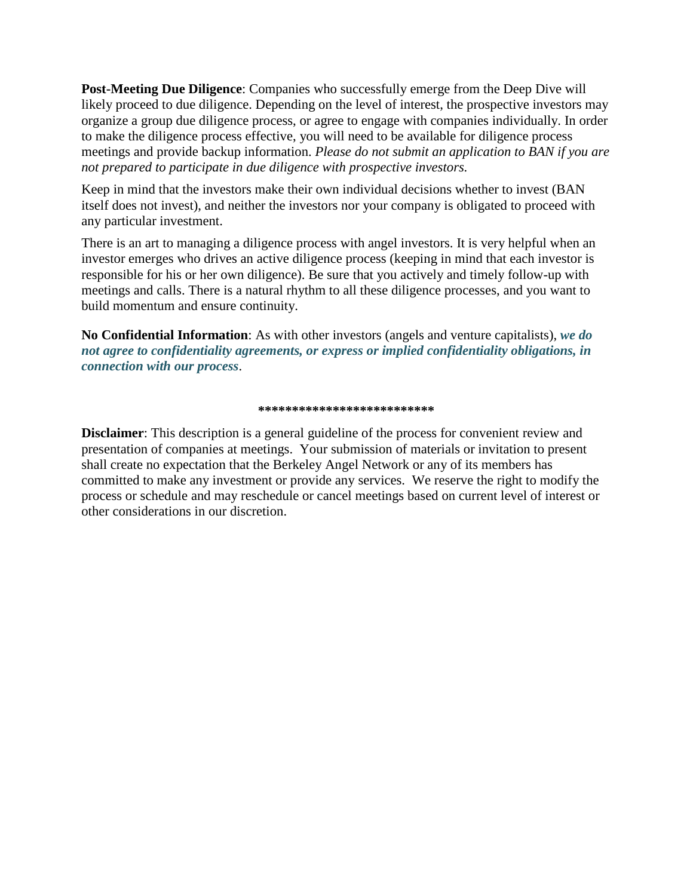**Post-Meeting Due Diligence**: Companies who successfully emerge from the Deep Dive will likely proceed to due diligence. Depending on the level of interest, the prospective investors may organize a group due diligence process, or agree to engage with companies individually. In order to make the diligence process effective, you will need to be available for diligence process meetings and provide backup information. *Please do not submit an application to BAN if you are not prepared to participate in due diligence with prospective investors.*

Keep in mind that the investors make their own individual decisions whether to invest (BAN itself does not invest), and neither the investors nor your company is obligated to proceed with any particular investment.

There is an art to managing a diligence process with angel investors. It is very helpful when an investor emerges who drives an active diligence process (keeping in mind that each investor is responsible for his or her own diligence). Be sure that you actively and timely follow-up with meetings and calls. There is a natural rhythm to all these diligence processes, and you want to build momentum and ensure continuity.

**No Confidential Information**: As with other investors (angels and venture capitalists), ***we do not agree to confidentiality agreements, or express or implied confidentiality obligations, in connection with our process***.

**************************

**Disclaimer**: This description is a general guideline of the process for convenient review and presentation of companies at meetings. Your submission of materials or invitation to present shall create no expectation that the Berkeley Angel Network or any of its members has committed to make any investment or provide any services. We reserve the right to modify the process or schedule and may reschedule or cancel meetings based on current level of interest or other considerations in our discretion.